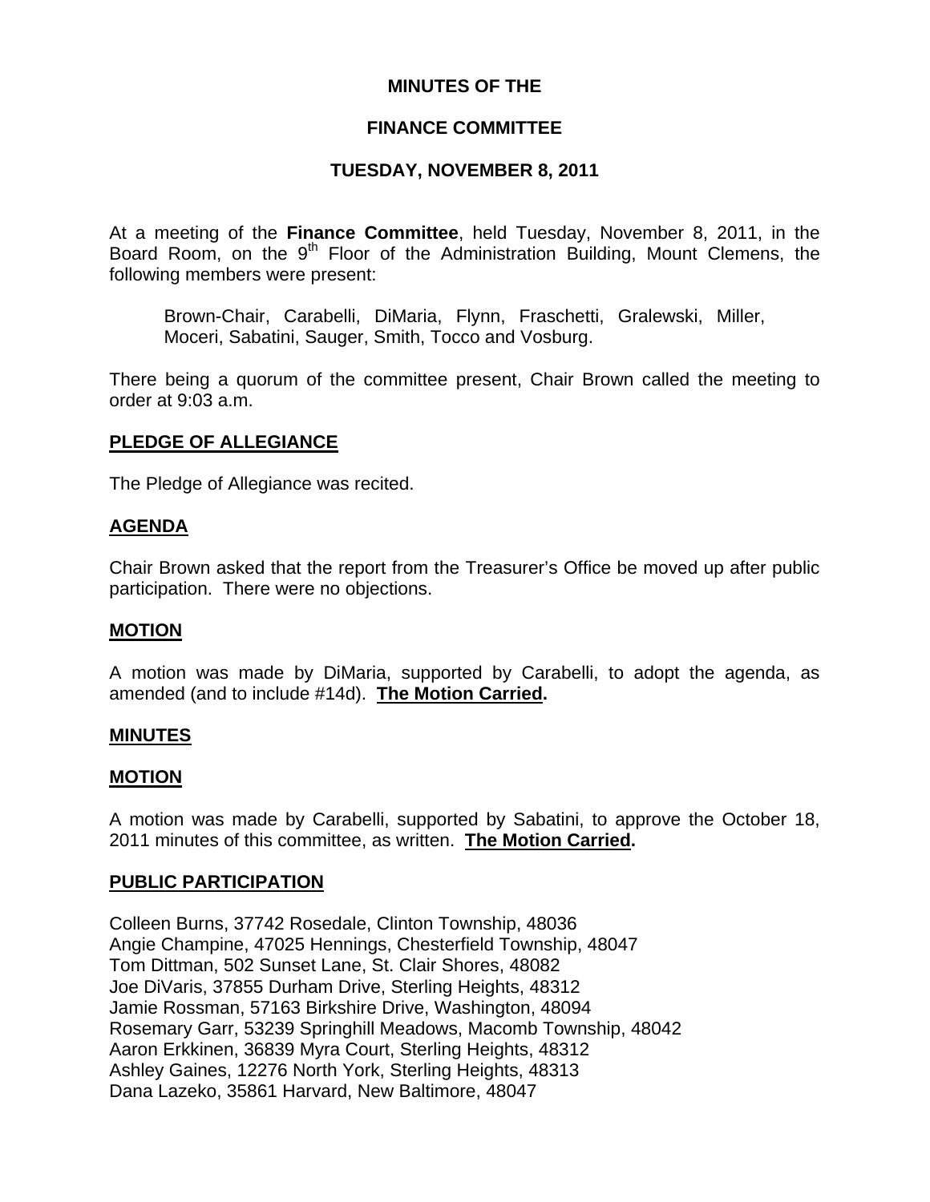**MINUTES OF THE**

**FINANCE COMMITTEE**

**TUESDAY, NOVEMBER 8, 2011**

At a meeting of the **Finance Committee**, held Tuesday, November 8, 2011, in the Board Room, on the 9th Floor of the Administration Building, Mount Clemens, the following members were present:

> Brown-Chair, Carabelli, DiMaria, Flynn, Fraschetti, Gralewski, Miller, Moceri, Sabatini, Sauger, Smith, Tocco and Vosburg.

There being a quorum of the committee present, Chair Brown called the meeting to order at 9:03 a.m.

## PLEDGE OF ALLEGIANCE

The Pledge of Allegiance was recited.

## AGENDA

Chair Brown asked that the report from the Treasurer's Office be moved up after public participation. There were no objections.

## MOTION

A motion was made by DiMaria, supported by Carabelli, to adopt the agenda, as amended (and to include #14d). **The Motion Carried.**

## MINUTES

## MOTION

A motion was made by Carabelli, supported by Sabatini, to approve the October 18, 2011 minutes of this committee, as written. **The Motion Carried.**

## PUBLIC PARTICIPATION

Colleen Burns, 37742 Rosedale, Clinton Township, 48036
Angie Champine, 47025 Hennings, Chesterfield Township, 48047
Tom Dittman, 502 Sunset Lane, St. Clair Shores, 48082
Joe DiVaris, 37855 Durham Drive, Sterling Heights, 48312
Jamie Rossman, 57163 Birkshire Drive, Washington, 48094
Rosemary Garr, 53239 Springhill Meadows, Macomb Township, 48042
Aaron Erkkinen, 36839 Myra Court, Sterling Heights, 48312
Ashley Gaines, 12276 North York, Sterling Heights, 48313
Dana Lazeko, 35861 Harvard, New Baltimore, 48047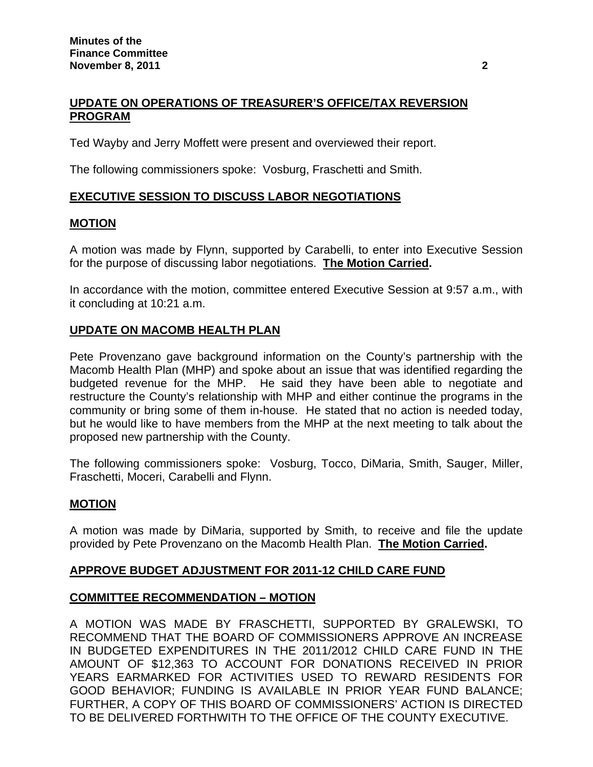## UPDATE ON OPERATIONS OF TREASURER'S OFFICE/TAX REVERSION PROGRAM

Ted Wayby and Jerry Moffett were present and overviewed their report.

The following commissioners spoke: Vosburg, Fraschetti and Smith.

## EXECUTIVE SESSION TO DISCUSS LABOR NEGOTIATIONS

## MOTION

A motion was made by Flynn, supported by Carabelli, to enter into Executive Session for the purpose of discussing labor negotiations. **The Motion Carried.**

In accordance with the motion, committee entered Executive Session at 9:57 a.m., with it concluding at 10:21 a.m.

## UPDATE ON MACOMB HEALTH PLAN

Pete Provenzano gave background information on the County's partnership with the Macomb Health Plan (MHP) and spoke about an issue that was identified regarding the budgeted revenue for the MHP. He said they have been able to negotiate and restructure the County's relationship with MHP and either continue the programs in the community or bring some of them in-house. He stated that no action is needed today, but he would like to have members from the MHP at the next meeting to talk about the proposed new partnership with the County.

The following commissioners spoke: Vosburg, Tocco, DiMaria, Smith, Sauger, Miller, Fraschetti, Moceri, Carabelli and Flynn.

## MOTION

A motion was made by DiMaria, supported by Smith, to receive and file the update provided by Pete Provenzano on the Macomb Health Plan. **The Motion Carried.**

## APPROVE BUDGET ADJUSTMENT FOR 2011-12 CHILD CARE FUND

## COMMITTEE RECOMMENDATION – MOTION

A MOTION WAS MADE BY FRASCHETTI, SUPPORTED BY GRALEWSKI, TO RECOMMEND THAT THE BOARD OF COMMISSIONERS APPROVE AN INCREASE IN BUDGETED EXPENDITURES IN THE 2011/2012 CHILD CARE FUND IN THE AMOUNT OF $12,363 TO ACCOUNT FOR DONATIONS RECEIVED IN PRIOR YEARS EARMARKED FOR ACTIVITIES USED TO REWARD RESIDENTS FOR GOOD BEHAVIOR; FUNDING IS AVAILABLE IN PRIOR YEAR FUND BALANCE; FURTHER, A COPY OF THIS BOARD OF COMMISSIONERS' ACTION IS DIRECTED TO BE DELIVERED FORTHWITH TO THE OFFICE OF THE COUNTY EXECUTIVE.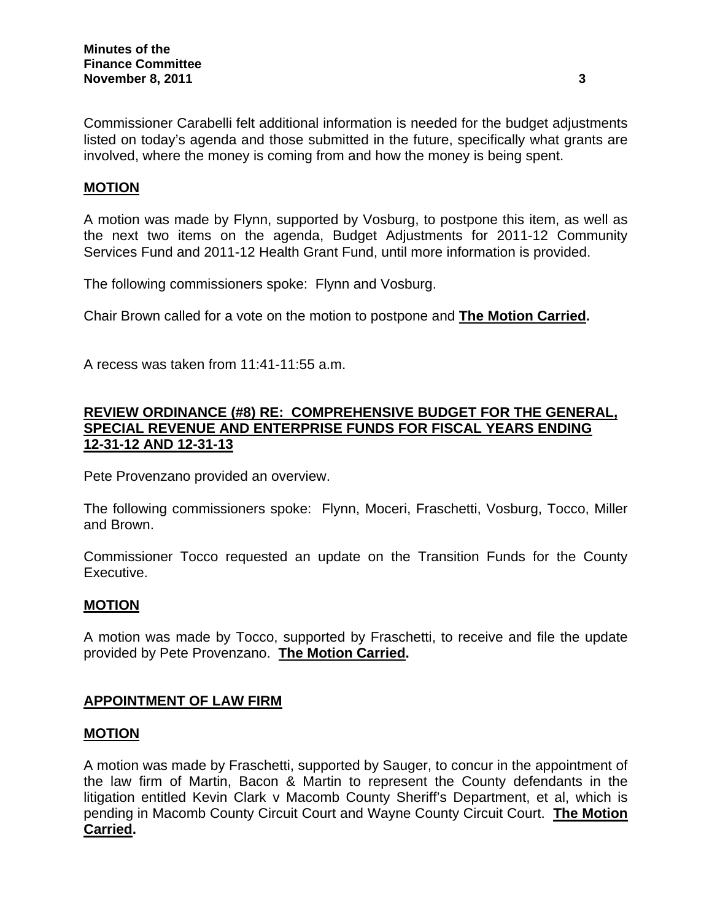Commissioner Carabelli felt additional information is needed for the budget adjustments listed on today's agenda and those submitted in the future, specifically what grants are involved, where the money is coming from and how the money is being spent.

**MOTION**

A motion was made by Flynn, supported by Vosburg, to postpone this item, as well as the next two items on the agenda, Budget Adjustments for 2011-12 Community Services Fund and 2011-12 Health Grant Fund, until more information is provided.

The following commissioners spoke: Flynn and Vosburg.

Chair Brown called for a vote on the motion to postpone and **The Motion Carried.**

A recess was taken from 11:41-11:55 a.m.

## REVIEW ORDINANCE (#8) RE: COMPREHENSIVE BUDGET FOR THE GENERAL, SPECIAL REVENUE AND ENTERPRISE FUNDS FOR FISCAL YEARS ENDING 12-31-12 AND 12-31-13

Pete Provenzano provided an overview.

The following commissioners spoke: Flynn, Moceri, Fraschetti, Vosburg, Tocco, Miller and Brown.

Commissioner Tocco requested an update on the Transition Funds for the County Executive.

**MOTION**

A motion was made by Tocco, supported by Fraschetti, to receive and file the update provided by Pete Provenzano. **The Motion Carried.**

## APPOINTMENT OF LAW FIRM

**MOTION**

A motion was made by Fraschetti, supported by Sauger, to concur in the appointment of the law firm of Martin, Bacon & Martin to represent the County defendants in the litigation entitled Kevin Clark v Macomb County Sheriff's Department, et al, which is pending in Macomb County Circuit Court and Wayne County Circuit Court. **The Motion Carried.**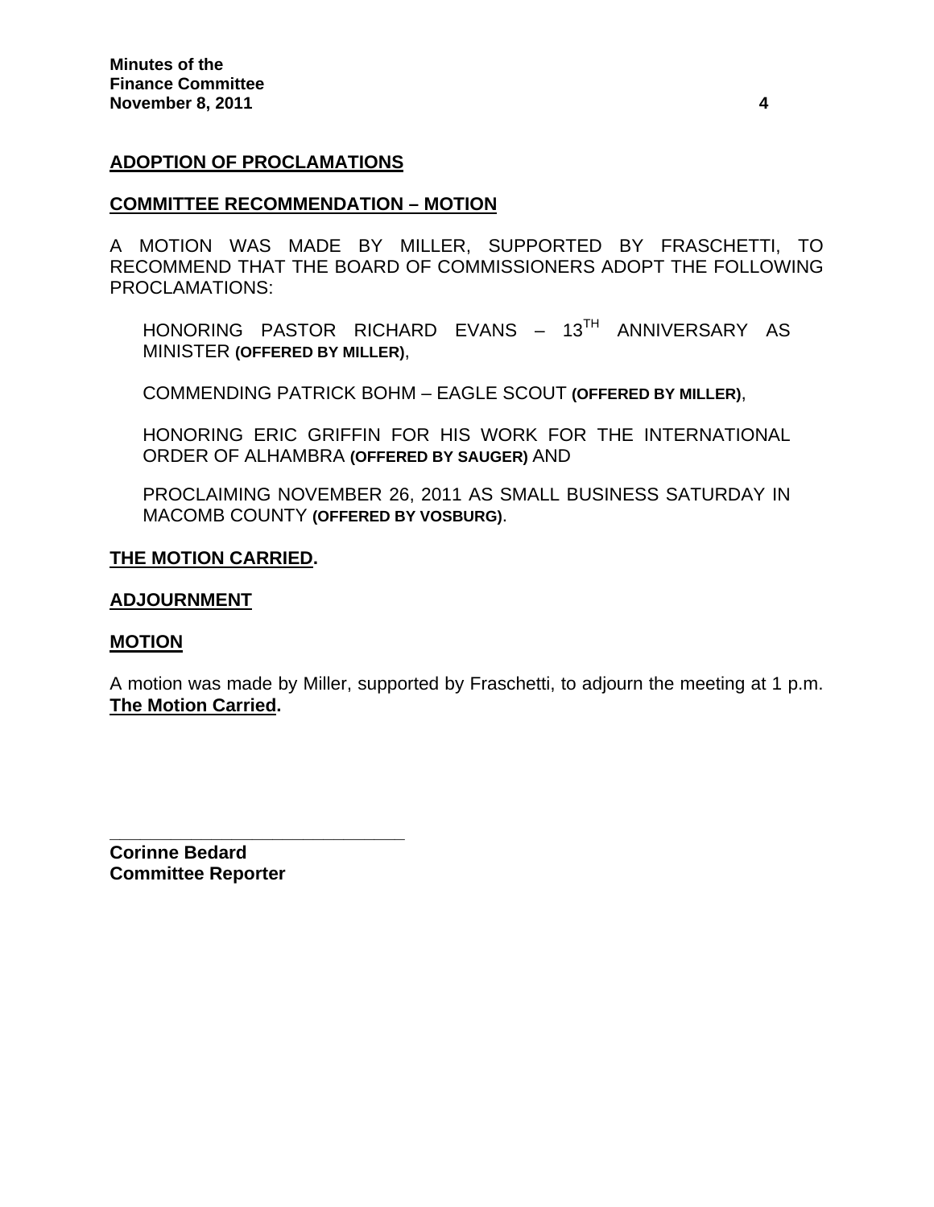**ADOPTION OF PROCLAMATIONS**

**COMMITTEE RECOMMENDATION – MOTION**

A MOTION WAS MADE BY MILLER, SUPPORTED BY FRASCHETTI, TO RECOMMEND THAT THE BOARD OF COMMISSIONERS ADOPT THE FOLLOWING PROCLAMATIONS:

HONORING PASTOR RICHARD EVANS – 13TH ANNIVERSARY AS MINISTER **(OFFERED BY MILLER)**,

COMMENDING PATRICK BOHM – EAGLE SCOUT **(OFFERED BY MILLER)**,

HONORING ERIC GRIFFIN FOR HIS WORK FOR THE INTERNATIONAL ORDER OF ALHAMBRA **(OFFERED BY SAUGER)** AND

PROCLAIMING NOVEMBER 26, 2011 AS SMALL BUSINESS SATURDAY IN MACOMB COUNTY **(OFFERED BY VOSBURG)**.

**THE MOTION CARRIED.**

**ADJOURNMENT**

**MOTION**

A motion was made by Miller, supported by Fraschetti, to adjourn the meeting at 1 p.m. **The Motion Carried.**

\_\_\_\_\_\_\_\_\_\_\_\_\_\_\_\_\_\_\_\_\_\_\_\_\_\_\_\_\_\_

**Corinne Bedard**
**Committee Reporter**